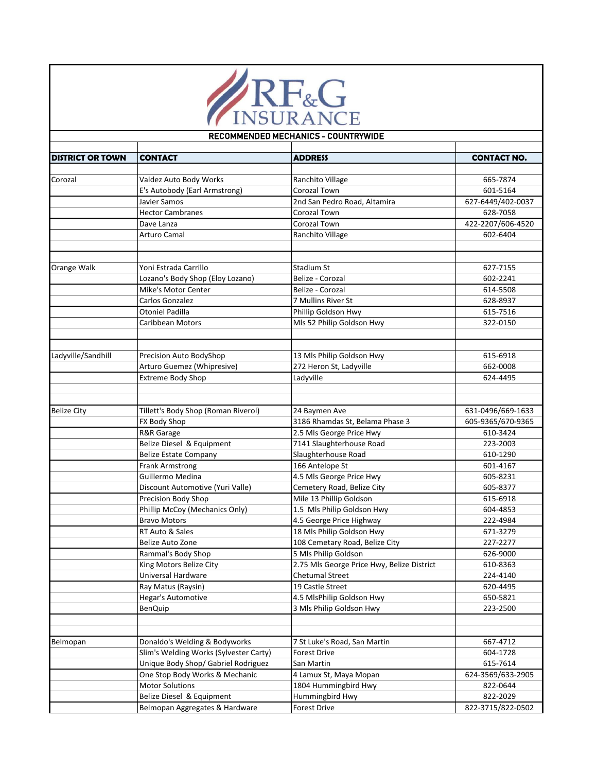# RF&G INSURANCE

## RECOMMENDED MECHANICS - COUNTRYWIDE

| DISTRICT OR TOWN | CONTACT | ADDRESS | CONTACT NO. |
|---|---|---|---|
| Corozal | Valdez Auto Body Works | Ranchito Village | 665-7874 |
| | E's Autobody (Earl Armstrong) | Corozal Town | 601-5164 |
| | Javier Samos | 2nd San Pedro Road, Altamira | 627-6449/402-0037 |
| | Hector Cambranes | Corozal Town | 628-7058 |
| | Dave Lanza | Corozal Town | 422-2207/606-4520 |
| | Arturo Camal | Ranchito Village | 602-6404 |
| Orange Walk | Yoni Estrada Carrillo | Stadium St | 627-7155 |
| | Lozano's Body Shop (Eloy Lozano) | Belize - Corozal | 602-2241 |
| | Mike's Motor Center | Belize - Corozal | 614-5508 |
| | Carlos Gonzalez | 7 Mullins River St | 628-8937 |
| | Otoniel Padilla | Phillip Goldson Hwy | 615-7516 |
| | Caribbean Motors | Mls 52 Philip Goldson Hwy | 322-0150 |
| Ladyville/Sandhill | Precision Auto BodyShop | 13 Mls Philip Goldson Hwy | 615-6918 |
| | Arturo Guemez (Whipresive) | 272 Heron St, Ladyville | 662-0008 |
| | Extreme Body Shop | Ladyville | 624-4495 |
| Belize City | Tillett's Body Shop (Roman Riverol) | 24 Baymen Ave | 631-0496/669-1633 |
| | FX Body Shop | 3186 Rhamdas St, Belama Phase 3 | 605-9365/670-9365 |
| | R&R Garage | 2.5 Mls George Price Hwy | 610-3424 |
| | Belize Diesel & Equipment | 7141 Slaughterhouse Road | 223-2003 |
| | Belize Estate Company | Slaughterhouse Road | 610-1290 |
| | Frank Armstrong | 166 Antelope St | 601-4167 |
| | Guillermo Medina | 4.5 Mls George Price Hwy | 605-8231 |
| | Discount Automotive (Yuri Valle) | Cemetery Road, Belize City | 605-8377 |
| | Precision Body Shop | Mile 13 Phillip Goldson | 615-6918 |
| | Phillip McCoy (Mechanics Only) | 1.5 Mls Philip Goldson Hwy | 604-4853 |
| | Bravo Motors | 4.5 George Price Highway | 222-4984 |
| | RT Auto & Sales | 18 Mls Philip Goldson Hwy | 671-3279 |
| | Belize Auto Zone | 108 Cemetary Road, Belize City | 227-2277 |
| | Rammal's Body Shop | 5 Mls Philip Goldson | 626-9000 |
| | King Motors Belize City | 2.75 Mls George Price Hwy, Belize District | 610-8363 |
| | Universal Hardware | Chetumal Street | 224-4140 |
| | Ray Matus (Raysin) | 19 Castle Street | 620-4495 |
| | Hegar's Automotive | 4.5 MlsPhilip Goldson Hwy | 650-5821 |
| | BenQuip | 3 Mls Philip Goldson Hwy | 223-2500 |
| Belmopan | Donaldo's Welding & Bodyworks | 7 St Luke's Road, San Martin | 667-4712 |
| | Slim's Welding Works (Sylvester Carty) | Forest Drive | 604-1728 |
| | Unique Body Shop/ Gabriel Rodriguez | San Martin | 615-7614 |
| | One Stop Body Works & Mechanic | 4 Lamux St, Maya Mopan | 624-3569/633-2905 |
| | Motor Solutions | 1804 Hummingbird Hwy | 822-0644 |
| | Belize Diesel & Equipment | Hummingbird Hwy | 822-2029 |
| | Belmopan Aggregates & Hardware | Forest Drive | 822-3715/822-0502 |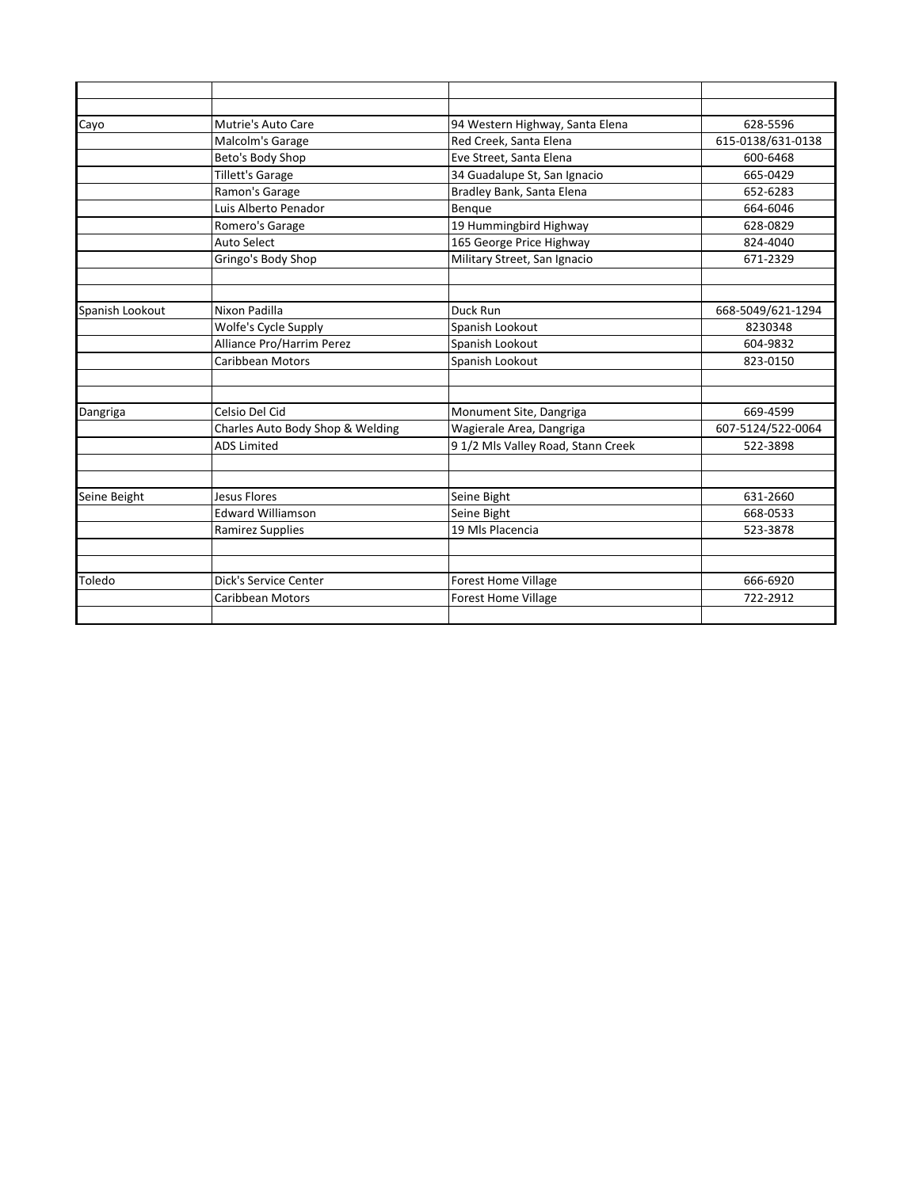| | | | |
|---|---|---|---|
| | | | |
| | | | |
| Cayo | Mutrie's Auto Care | 94 Western Highway, Santa Elena | 628-5596 |
| | Malcolm's Garage | Red Creek, Santa Elena | 615-0138/631-0138 |
| | Beto's Body Shop | Eve Street, Santa Elena | 600-6468 |
| | Tillett's Garage | 34 Guadalupe St, San Ignacio | 665-0429 |
| | Ramon's Garage | Bradley Bank, Santa Elena | 652-6283 |
| | Luis Alberto Penador | Benque | 664-6046 |
| | Romero's Garage | 19 Hummingbird Highway | 628-0829 |
| | Auto Select | 165 George Price Highway | 824-4040 |
| | Gringo's Body Shop | Military Street, San Ignacio | 671-2329 |
| | | | |
| | | | |
| Spanish Lookout | Nixon Padilla | Duck Run | 668-5049/621-1294 |
| | Wolfe's Cycle Supply | Spanish Lookout | 8230348 |
| | Alliance Pro/Harrim Perez | Spanish Lookout | 604-9832 |
| | Caribbean Motors | Spanish Lookout | 823-0150 |
| | | | |
| | | | |
| Dangriga | Celsio Del Cid | Monument Site, Dangriga | 669-4599 |
| | Charles Auto Body Shop & Welding | Wagierale Area, Dangriga | 607-5124/522-0064 |
| | ADS Limited | 9 1/2 Mls Valley Road, Stann Creek | 522-3898 |
| | | | |
| | | | |
| Seine Beight | Jesus Flores | Seine Bight | 631-2660 |
| | Edward Williamson | Seine Bight | 668-0533 |
| | Ramirez Supplies | 19 Mls Placencia | 523-3878 |
| | | | |
| | | | |
| Toledo | Dick's Service Center | Forest Home Village | 666-6920 |
| | Caribbean Motors | Forest Home Village | 722-2912 |
| | | | |